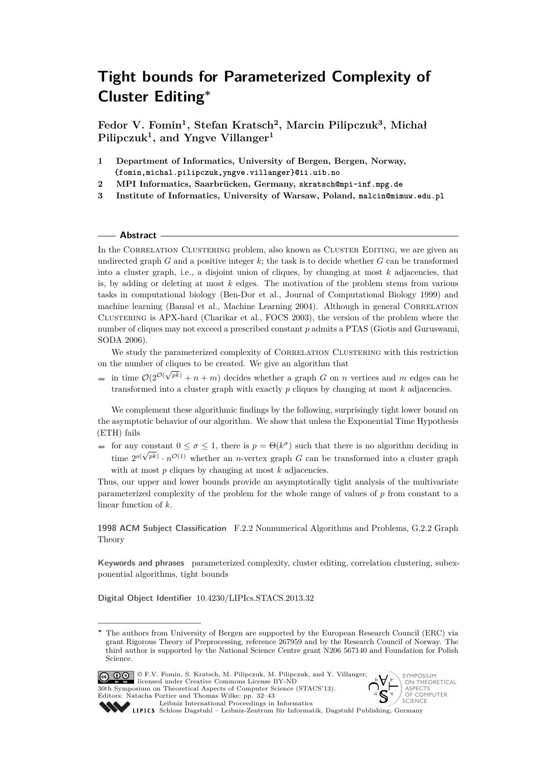# Tight bounds for Parameterized Complexity of Cluster Editing*

**Fedor V. Fomin[1], Stefan Kratsch[2], Marcin Pilipczuk[3], Michał Pilipczuk[1], and Yngve Villanger[1]**

1. **Department of Informatics, University of Bergen, Bergen, Norway,** `{fomin,michal.pilipczuk,yngve.villanger}@ii.uib.no`
2. **MPI Informatics, Saarbrücken, Germany,** `skratsch@mpi-inf.mpg.de`
3. **Institute of Informatics, University of Warsaw, Poland,** `malcin@mimuw.edu.pl`

## Abstract

In the Correlation Clustering problem, also known as Cluster Editing, we are given an undirected graph $G$ and a positive integer $k$; the task is to decide whether $G$ can be transformed into a cluster graph, i.e., a disjoint union of cliques, by changing at most $k$ adjacencies, that is, by adding or deleting at most $k$ edges. The motivation of the problem stems from various tasks in computational biology (Ben-Dor et al., Journal of Computational Biology 1999) and machine learning (Bansal et al., Machine Learning 2004). Although in general Correlation Clustering is APX-hard (Charikar et al., FOCS 2003), the version of the problem where the number of cliques may not exceed a prescribed constant $p$ admits a PTAS (Giotis and Guruswami, SODA 2006).

We study the parameterized complexity of Correlation Clustering with this restriction on the number of cliques to be created. We give an algorithm that

- in time $\mathcal{O}(2^{\mathcal{O}(\sqrt{pk})} + n + m)$ decides whether a graph $G$ on $n$ vertices and $m$ edges can be transformed into a cluster graph with exactly $p$ cliques by changing at most $k$ adjacencies.

We complement these algorithmic findings by the following, surprisingly tight lower bound on the asymptotic behavior of our algorithm. We show that unless the Exponential Time Hypothesis (ETH) fails

- for any constant $0 \leq \sigma \leq 1$, there is $p = \Theta(k^\sigma)$ such that there is no algorithm deciding in time $2^{o(\sqrt{pk})} \cdot n^{\mathcal{O}(1)}$ whether an $n$-vertex graph $G$ can be transformed into a cluster graph with at most $p$ cliques by changing at most $k$ adjacencies.

Thus, our upper and lower bounds provide an asymptotically tight analysis of the multivariate parameterized complexity of the problem for the whole range of values of $p$ from constant to a linear function of $k$.

**1998 ACM Subject Classification** F.2.2 Nonnumerical Algorithms and Problems, G.2.2 Graph Theory

**Keywords and phrases** parameterized complexity, cluster editing, correlation clustering, subexponential algorithms, tight bounds

**Digital Object Identifier** 10.4230/LIPIcs.STACS.2013.32

---

* The authors from University of Bergen are supported by the European Research Council (ERC) via grant Rigorous Theory of Preprocessing, reference 267959 and by the Research Council of Norway. The third author is supported by the National Science Centre grant N206 567140 and Foundation for Polish Science.

© F.V. Fomin, S. Kratsch, M. Pilipczuk, M. Pilipczuk, and Y. Villanger; licensed under Creative Commons License BY-ND
30th Symposium on Theoretical Aspects of Computer Science (STACS'13).
Editors: Natacha Portier and Thomas Wilke; pp. 32–43
Leibniz International Proceedings in Informatics
LIPICS Schloss Dagstuhl – Leibniz-Zentrum für Informatik, Dagstuhl Publishing, Germany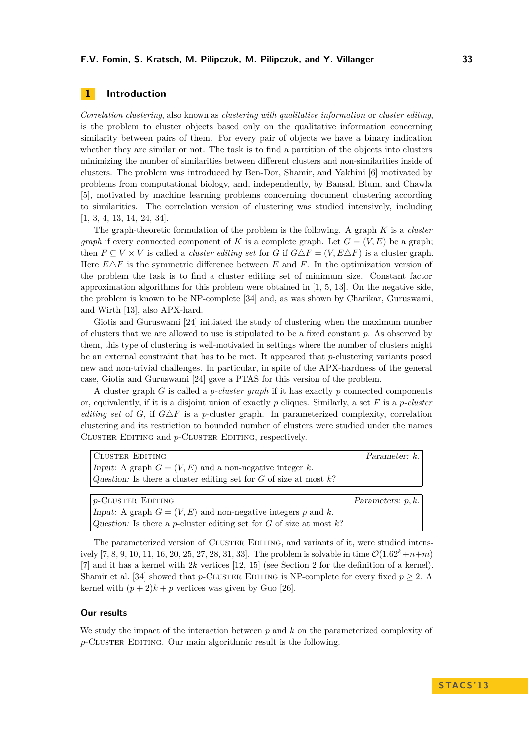## 1 Introduction

*Correlation clustering*, also known as *clustering with qualitative information* or *cluster editing*, is the problem to cluster objects based only on the qualitative information concerning similarity between pairs of them. For every pair of objects we have a binary indication whether they are similar or not. The task is to find a partition of the objects into clusters minimizing the number of similarities between different clusters and non-similarities inside of clusters. The problem was introduced by Ben-Dor, Shamir, and Yakhini [6] motivated by problems from computational biology, and, independently, by Bansal, Blum, and Chawla [5], motivated by machine learning problems concerning document clustering according to similarities. The correlation version of clustering was studied intensively, including [1, 3, 4, 13, 14, 24, 34].

The graph-theoretic formulation of the problem is the following. A graph $K$ is a *cluster graph* if every connected component of $K$ is a complete graph. Let $G = (V, E)$ be a graph; then $F \subseteq V \times V$ is called a *cluster editing set* for $G$ if $G \triangle F = (V, E \triangle F)$ is a cluster graph. Here $E \triangle F$ is the symmetric difference between $E$ and $F$. In the optimization version of the problem the task is to find a cluster editing set of minimum size. Constant factor approximation algorithms for this problem were obtained in [1, 5, 13]. On the negative side, the problem is known to be NP-complete [34] and, as was shown by Charikar, Guruswami, and Wirth [13], also APX-hard.

Giotis and Guruswami [24] initiated the study of clustering when the maximum number of clusters that we are allowed to use is stipulated to be a fixed constant $p$. As observed by them, this type of clustering is well-motivated in settings where the number of clusters might be an external constraint that has to be met. It appeared that $p$-clustering variants posed new and non-trivial challenges. In particular, in spite of the APX-hardness of the general case, Giotis and Guruswami [24] gave a PTAS for this version of the problem.

A cluster graph $G$ is called a *$p$-cluster graph* if it has exactly $p$ connected components or, equivalently, if it is a disjoint union of exactly $p$ cliques. Similarly, a set $F$ is a *$p$-cluster editing set* of $G$, if $G \triangle F$ is a $p$-cluster graph. In parameterized complexity, correlation clustering and its restriction to bounded number of clusters were studied under the names Cluster Editing and $p$-Cluster Editing, respectively.

> Cluster Editing — *Parameter:* $k$.
> *Input:* A graph $G = (V, E)$ and a non-negative integer $k$.
> *Question:* Is there a cluster editing set for $G$ of size at most $k$?

> $p$-Cluster Editing — *Parameters:* $p, k$.
> *Input:* A graph $G = (V, E)$ and non-negative integers $p$ and $k$.
> *Question:* Is there a $p$-cluster editing set for $G$ of size at most $k$?

The parameterized version of Cluster Editing, and variants of it, were studied intensively [7, 8, 9, 10, 11, 16, 20, 25, 27, 28, 31, 33]. The problem is solvable in time $\mathcal{O}(1.62^k + n + m)$ [7] and it has a kernel with $2k$ vertices [12, 15] (see Section 2 for the definition of a kernel). Shamir et al. [34] showed that $p$-Cluster Editing is NP-complete for every fixed $p \geq 2$. A kernel with $(p + 2)k + p$ vertices was given by Guo [26].

### Our results

We study the impact of the interaction between $p$ and $k$ on the parameterized complexity of $p$-Cluster Editing. Our main algorithmic result is the following.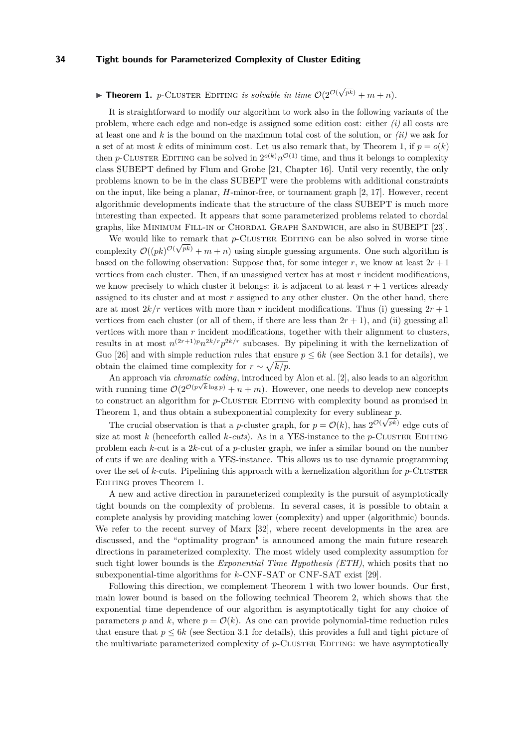▶ **Theorem 1.** $p$-Cluster Editing *is solvable in time* $\mathcal{O}(2^{\mathcal{O}(\sqrt{pk})} + m + n)$.

It is straightforward to modify our algorithm to work also in the following variants of the problem, where each edge and non-edge is assigned some edition cost: either *(i)* all costs are at least one and $k$ is the bound on the maximum total cost of the solution, or *(ii)* we ask for a set of at most $k$ edits of minimum cost. Let us also remark that, by Theorem 1, if $p = o(k)$ then $p$-Cluster Editing can be solved in $2^{o(k)}n^{\mathcal{O}(1)}$ time, and thus it belongs to complexity class SUBEPT defined by Flum and Grohe [21, Chapter 16]. Until very recently, the only problems known to be in the class SUBEPT were the problems with additional constraints on the input, like being a planar, $H$-minor-free, or tournament graph [2, 17]. However, recent algorithmic developments indicate that the structure of the class SUBEPT is much more interesting than expected. It appears that some parameterized problems related to chordal graphs, like Minimum Fill-in or Chordal Graph Sandwich, are also in SUBEPT [23].

We would like to remark that $p$-Cluster Editing can be also solved in worse time complexity $\mathcal{O}((pk)^{\mathcal{O}(\sqrt{pk})} + m + n)$ using simple guessing arguments. One such algorithm is based on the following observation: Suppose that, for some integer $r$, we know at least $2r + 1$ vertices from each cluster. Then, if an unassigned vertex has at most $r$ incident modifications, we know precisely to which cluster it belongs: it is adjacent to at least $r + 1$ vertices already assigned to its cluster and at most $r$ assigned to any other cluster. On the other hand, there are at most $2k/r$ vertices with more than $r$ incident modifications. Thus (i) guessing $2r + 1$ vertices from each cluster (or all of them, if there are less than $2r + 1$), and (ii) guessing all vertices with more than $r$ incident modifications, together with their alignment to clusters, results in at most $n^{(2r+1)p}n^{2k/r}p^{2k/r}$ subcases. By pipelining it with the kernelization of Guo [26] and with simple reduction rules that ensure $p \leq 6k$ (see Section 3.1 for details), we obtain the claimed time complexity for $r \sim \sqrt{k/p}$.

An approach via *chromatic coding*, introduced by Alon et al. [2], also leads to an algorithm with running time $\mathcal{O}(2^{\mathcal{O}(p\sqrt{k}\log p)} + n + m)$. However, one needs to develop new concepts to construct an algorithm for $p$-Cluster Editing with complexity bound as promised in Theorem 1, and thus obtain a subexponential complexity for every sublinear $p$.

The crucial observation is that a $p$-cluster graph, for $p = \mathcal{O}(k)$, has $2^{\mathcal{O}(\sqrt{pk})}$ edge cuts of size at most $k$ (henceforth called *$k$-cuts*). As in a YES-instance to the $p$-Cluster Editing problem each $k$-cut is a $2k$-cut of a $p$-cluster graph, we infer a similar bound on the number of cuts if we are dealing with a YES-instance. This allows us to use dynamic programming over the set of $k$-cuts. Pipelining this approach with a kernelization algorithm for $p$-Cluster Editing proves Theorem 1.

A new and active direction in parameterized complexity is the pursuit of asymptotically tight bounds on the complexity of problems. In several cases, it is possible to obtain a complete analysis by providing matching lower (complexity) and upper (algorithmic) bounds. We refer to the recent survey of Marx [32], where recent developments in the area are discussed, and the "optimality program" is announced among the main future research directions in parameterized complexity. The most widely used complexity assumption for such tight lower bounds is the *Exponential Time Hypothesis (ETH)*, which posits that no subexponential-time algorithms for $k$-CNF-SAT or CNF-SAT exist [29].

Following this direction, we complement Theorem 1 with two lower bounds. Our first, main lower bound is based on the following technical Theorem 2, which shows that the exponential time dependence of our algorithm is asymptotically tight for any choice of parameters $p$ and $k$, where $p = \mathcal{O}(k)$. As one can provide polynomial-time reduction rules that ensure that $p \leq 6k$ (see Section 3.1 for details), this provides a full and tight picture of the multivariate parameterized complexity of $p$-Cluster Editing: we have asymptotically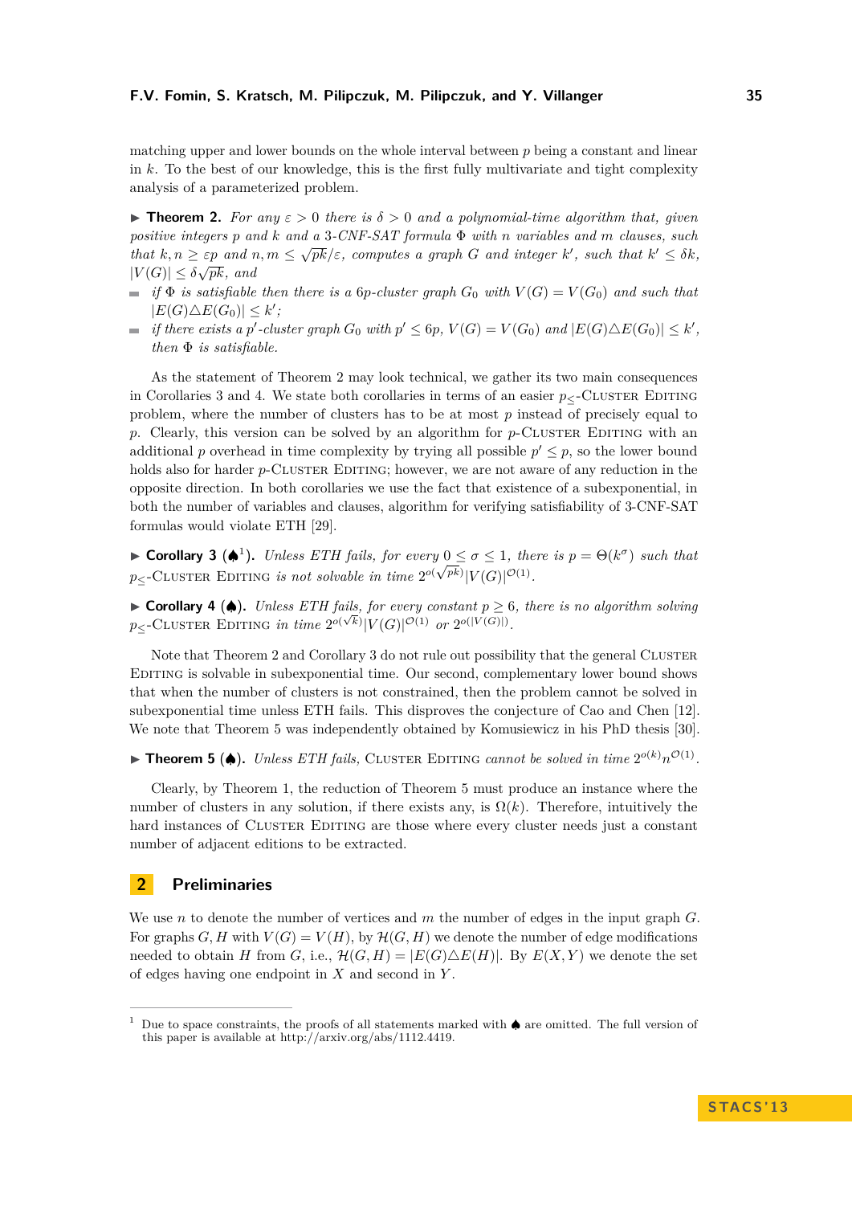matching upper and lower bounds on the whole interval between $p$ being a constant and linear in $k$. To the best of our knowledge, this is the first fully multivariate and tight complexity analysis of a parameterized problem.

▶ **Theorem 2.** *For any $\varepsilon > 0$ there is $\delta > 0$ and a polynomial-time algorithm that, given positive integers $p$ and $k$ and a 3-CNF-SAT formula $\Phi$ with $n$ variables and $m$ clauses, such that $k, n \geq \varepsilon p$ and $n, m \leq \sqrt{pk}/\varepsilon$, computes a graph $G$ and integer $k'$, such that $k' \leq \delta k$, $|V(G)| \leq \delta\sqrt{pk}$, and*

- *if $\Phi$ is satisfiable then there is a $6p$-cluster graph $G_0$ with $V(G) = V(G_0)$ and such that $|E(G)\triangle E(G_0)| \leq k'$;*
- *if there exists a $p'$-cluster graph $G_0$ with $p' \leq 6p$, $V(G) = V(G_0)$ and $|E(G)\triangle E(G_0)| \leq k'$, then $\Phi$ is satisfiable.*

As the statement of Theorem 2 may look technical, we gather its two main consequences in Corollaries 3 and 4. We state both corollaries in terms of an easier $p_{\leq}$-Cluster Editing problem, where the number of clusters has to be at most $p$ instead of precisely equal to $p$. Clearly, this version can be solved by an algorithm for $p$-Cluster Editing with an additional $p$ overhead in time complexity by trying all possible $p' \leq p$, so the lower bound holds also for harder $p$-Cluster Editing; however, we are not aware of any reduction in the opposite direction. In both corollaries we use the fact that existence of a subexponential, in both the number of variables and clauses, algorithm for verifying satisfiability of 3-CNF-SAT formulas would violate ETH [29].

▶ **Corollary 3** (♠[1]). *Unless ETH fails, for every $0 \leq \sigma \leq 1$, there is $p = \Theta(k^{\sigma})$ such that $p_{\leq}$-Cluster Editing is not solvable in time $2^{o(\sqrt{pk})}|V(G)|^{\mathcal{O}(1)}$.*

▶ **Corollary 4** (♠). *Unless ETH fails, for every constant $p \geq 6$, there is no algorithm solving $p_{\leq}$-Cluster Editing in time $2^{o(\sqrt{k})}|V(G)|^{\mathcal{O}(1)}$ or $2^{o(|V(G)|)}$.*

Note that Theorem 2 and Corollary 3 do not rule out possibility that the general Cluster Editing is solvable in subexponential time. Our second, complementary lower bound shows that when the number of clusters is not constrained, then the problem cannot be solved in subexponential time unless ETH fails. This disproves the conjecture of Cao and Chen [12]. We note that Theorem 5 was independently obtained by Komusiewicz in his PhD thesis [30].

▶ **Theorem 5** (♠). *Unless ETH fails, Cluster Editing cannot be solved in time $2^{o(k)}n^{\mathcal{O}(1)}$.*

Clearly, by Theorem 1, the reduction of Theorem 5 must produce an instance where the number of clusters in any solution, if there exists any, is $\Omega(k)$. Therefore, intuitively the hard instances of Cluster Editing are those where every cluster needs just a constant number of adjacent editions to be extracted.

## 2 Preliminaries

We use $n$ to denote the number of vertices and $m$ the number of edges in the input graph $G$. For graphs $G, H$ with $V(G) = V(H)$, by $\mathcal{H}(G, H)$ we denote the number of edge modifications needed to obtain $H$ from $G$, i.e., $\mathcal{H}(G, H) = |E(G)\triangle E(H)|$. By $E(X, Y)$ we denote the set of edges having one endpoint in $X$ and second in $Y$.

[1] Due to space constraints, the proofs of all statements marked with ♠ are omitted. The full version of this paper is available at http://arxiv.org/abs/1112.4419.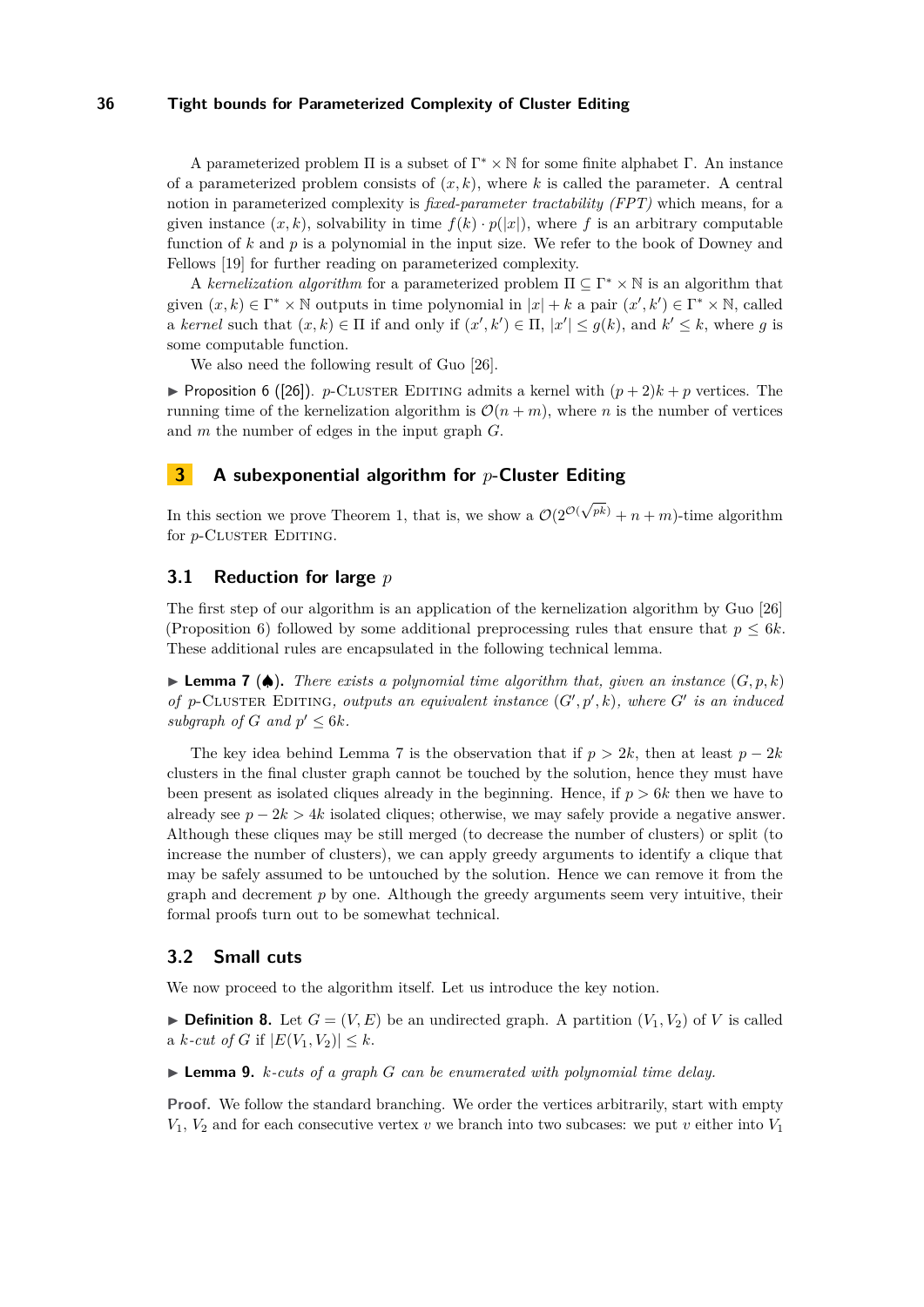A parameterized problem $\Pi$ is a subset of $\Gamma^* \times \mathbb{N}$ for some finite alphabet $\Gamma$. An instance of a parameterized problem consists of $(x, k)$, where $k$ is called the parameter. A central notion in parameterized complexity is *fixed-parameter tractability (FPT)* which means, for a given instance $(x, k)$, solvability in time $f(k) \cdot p(|x|)$, where $f$ is an arbitrary computable function of $k$ and $p$ is a polynomial in the input size. We refer to the book of Downey and Fellows [19] for further reading on parameterized complexity.

A *kernelization algorithm* for a parameterized problem $\Pi \subseteq \Gamma^* \times \mathbb{N}$ is an algorithm that given $(x, k) \in \Gamma^* \times \mathbb{N}$ outputs in time polynomial in $|x| + k$ a pair $(x', k') \in \Gamma^* \times \mathbb{N}$, called a *kernel* such that $(x, k) \in \Pi$ if and only if $(x', k') \in \Pi$, $|x'| \leq g(k)$, and $k' \leq k$, where $g$ is some computable function.

We also need the following result of Guo [26].

▶ Proposition 6 ([26]). $p$-Cluster Editing admits a kernel with $(p + 2)k + p$ vertices. The running time of the kernelization algorithm is $\mathcal{O}(n + m)$, where $n$ is the number of vertices and $m$ the number of edges in the input graph $G$.

## 3 A subexponential algorithm for $p$-Cluster Editing

In this section we prove Theorem 1, that is, we show a $\mathcal{O}(2^{\mathcal{O}(\sqrt{pk})} + n + m)$-time algorithm for $p$-Cluster Editing.

### 3.1 Reduction for large $p$

The first step of our algorithm is an application of the kernelization algorithm by Guo [26] (Proposition 6) followed by some additional preprocessing rules that ensure that $p \leq 6k$. These additional rules are encapsulated in the following technical lemma.

▶ **Lemma 7** (♠). *There exists a polynomial time algorithm that, given an instance $(G, p, k)$ of $p$-Cluster Editing, outputs an equivalent instance $(G', p', k)$, where $G'$ is an induced subgraph of $G$ and $p' \leq 6k$.*

The key idea behind Lemma 7 is the observation that if $p > 2k$, then at least $p - 2k$ clusters in the final cluster graph cannot be touched by the solution, hence they must have been present as isolated cliques already in the beginning. Hence, if $p > 6k$ then we have to already see $p - 2k > 4k$ isolated cliques; otherwise, we may safely provide a negative answer. Although these cliques may be still merged (to decrease the number of clusters) or split (to increase the number of clusters), we can apply greedy arguments to identify a clique that may be safely assumed to be untouched by the solution. Hence we can remove it from the graph and decrement $p$ by one. Although the greedy arguments seem very intuitive, their formal proofs turn out to be somewhat technical.

### 3.2 Small cuts

We now proceed to the algorithm itself. Let us introduce the key notion.

▶ **Definition 8.** Let $G = (V, E)$ be an undirected graph. A partition $(V_1, V_2)$ of $V$ is called a *$k$-cut of $G$* if $|E(V_1, V_2)| \leq k$.

▶ **Lemma 9.** *$k$-cuts of a graph $G$ can be enumerated with polynomial time delay.*

**Proof.** We follow the standard branching. We order the vertices arbitrarily, start with empty $V_1$, $V_2$ and for each consecutive vertex $v$ we branch into two subcases: we put $v$ either into $V_1$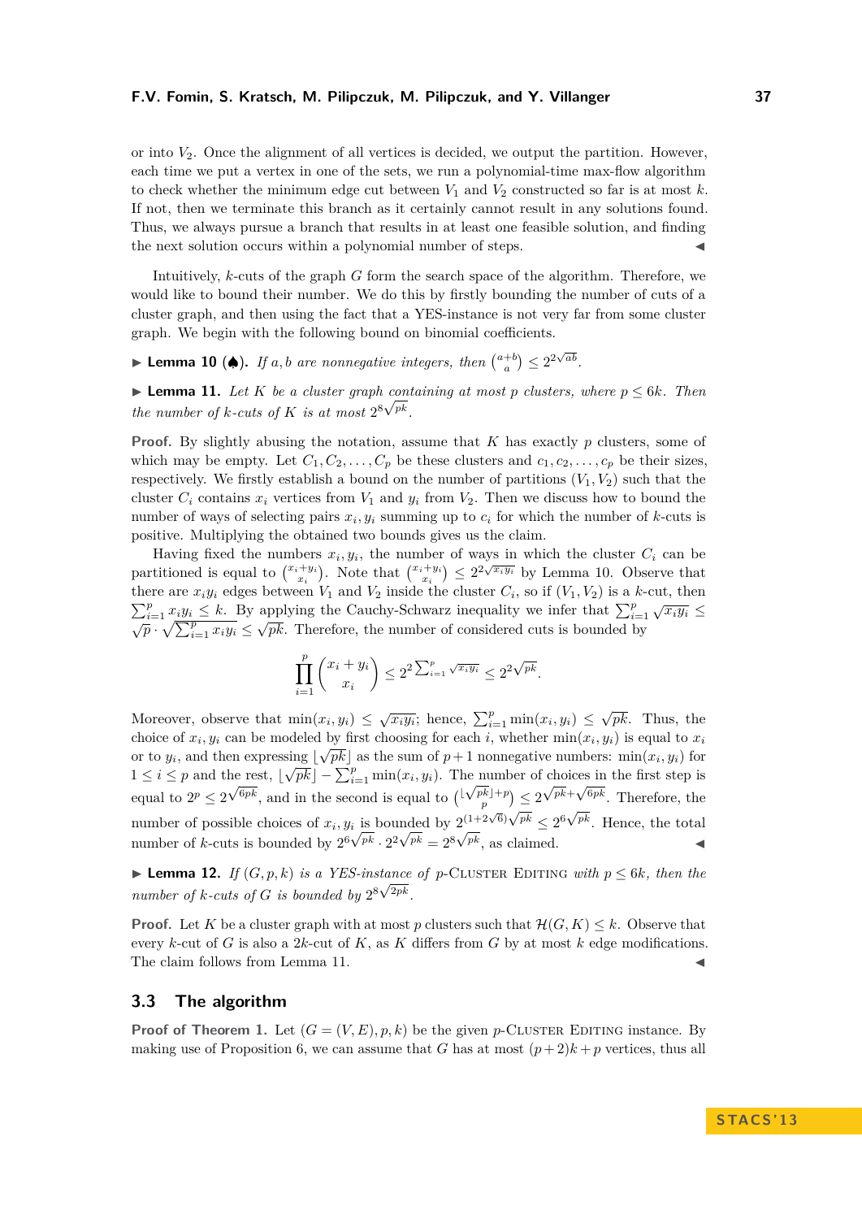or into $V_2$. Once the alignment of all vertices is decided, we output the partition. However, each time we put a vertex in one of the sets, we run a polynomial-time max-flow algorithm to check whether the minimum edge cut between $V_1$ and $V_2$ constructed so far is at most $k$. If not, then we terminate this branch as it certainly cannot result in any solutions found. Thus, we always pursue a branch that results in at least one feasible solution, and finding the next solution occurs within a polynomial number of steps. ◀

Intuitively, $k$-cuts of the graph $G$ form the search space of the algorithm. Therefore, we would like to bound their number. We do this by firstly bounding the number of cuts of a cluster graph, and then using the fact that a YES-instance is not very far from some cluster graph. We begin with the following bound on binomial coefficients.

▶ **Lemma 10** (♠). *If $a, b$ are nonnegative integers, then $\binom{a+b}{a} \leq 2^{2\sqrt{ab}}$.*

▶ **Lemma 11.** *Let $K$ be a cluster graph containing at most $p$ clusters, where $p \leq 6k$. Then the number of $k$-cuts of $K$ is at most $2^{8\sqrt{pk}}$.*

**Proof.** By slightly abusing the notation, assume that $K$ has exactly $p$ clusters, some of which may be empty. Let $C_1, C_2, \ldots, C_p$ be these clusters and $c_1, c_2, \ldots, c_p$ be their sizes, respectively. We firstly establish a bound on the number of partitions $(V_1, V_2)$ such that the cluster $C_i$ contains $x_i$ vertices from $V_1$ and $y_i$ from $V_2$. Then we discuss how to bound the number of ways of selecting pairs $x_i, y_i$ summing up to $c_i$ for which the number of $k$-cuts is positive. Multiplying the obtained two bounds gives us the claim.

Having fixed the numbers $x_i, y_i$, the number of ways in which the cluster $C_i$ can be partitioned is equal to $\binom{x_i+y_i}{x_i}$. Note that $\binom{x_i+y_i}{x_i} \leq 2^{2\sqrt{x_i y_i}}$ by Lemma 10. Observe that there are $x_i y_i$ edges between $V_1$ and $V_2$ inside the cluster $C_i$, so if $(V_1, V_2)$ is a $k$-cut, then $\sum_{i=1}^{p} x_i y_i \leq k$. By applying the Cauchy-Schwarz inequality we infer that $\sum_{i=1}^{p} \sqrt{x_i y_i} \leq \sqrt{p} \cdot \sqrt{\sum_{i=1}^{p} x_i y_i} \leq \sqrt{pk}$. Therefore, the number of considered cuts is bounded by

$$\prod_{i=1}^{p} \binom{x_i + y_i}{x_i} \leq 2^{2\sum_{i=1}^{p} \sqrt{x_i y_i}} \leq 2^{2\sqrt{pk}}.$$

Moreover, observe that $\min(x_i, y_i) \leq \sqrt{x_i y_i}$; hence, $\sum_{i=1}^{p} \min(x_i, y_i) \leq \sqrt{pk}$. Thus, the choice of $x_i, y_i$ can be modeled by first choosing for each $i$, whether $\min(x_i, y_i)$ is equal to $x_i$ or to $y_i$, and then expressing $\lfloor \sqrt{pk} \rfloor$ as the sum of $p+1$ nonnegative numbers: $\min(x_i, y_i)$ for $1 \leq i \leq p$ and the rest, $\lfloor \sqrt{pk} \rfloor - \sum_{i=1}^{p} \min(x_i, y_i)$. The number of choices in the first step is equal to $2^p \leq 2^{\sqrt{6pk}}$, and in the second is equal to $\binom{\lfloor \sqrt{pk} \rfloor + p}{p} \leq 2^{\sqrt{pk} + \sqrt{6pk}}$. Therefore, the number of possible choices of $x_i, y_i$ is bounded by $2^{(1+2\sqrt{6})\sqrt{pk}} \leq 2^{6\sqrt{pk}}$. Hence, the total number of $k$-cuts is bounded by $2^{6\sqrt{pk}} \cdot 2^{2\sqrt{pk}} = 2^{8\sqrt{pk}}$, as claimed. ◀

▶ **Lemma 12.** *If $(G, p, k)$ is a YES-instance of $p$-Cluster Editing with $p \leq 6k$, then the number of $k$-cuts of $G$ is bounded by $2^{8\sqrt{2pk}}$.*

**Proof.** Let $K$ be a cluster graph with at most $p$ clusters such that $\mathcal{H}(G, K) \leq k$. Observe that every $k$-cut of $G$ is also a $2k$-cut of $K$, as $K$ differs from $G$ by at most $k$ edge modifications. The claim follows from Lemma 11. ◀

## 3.3 The algorithm

**Proof of Theorem 1.** Let $(G = (V, E), p, k)$ be the given $p$-Cluster Editing instance. By making use of Proposition 6, we can assume that $G$ has at most $(p+2)k + p$ vertices, thus all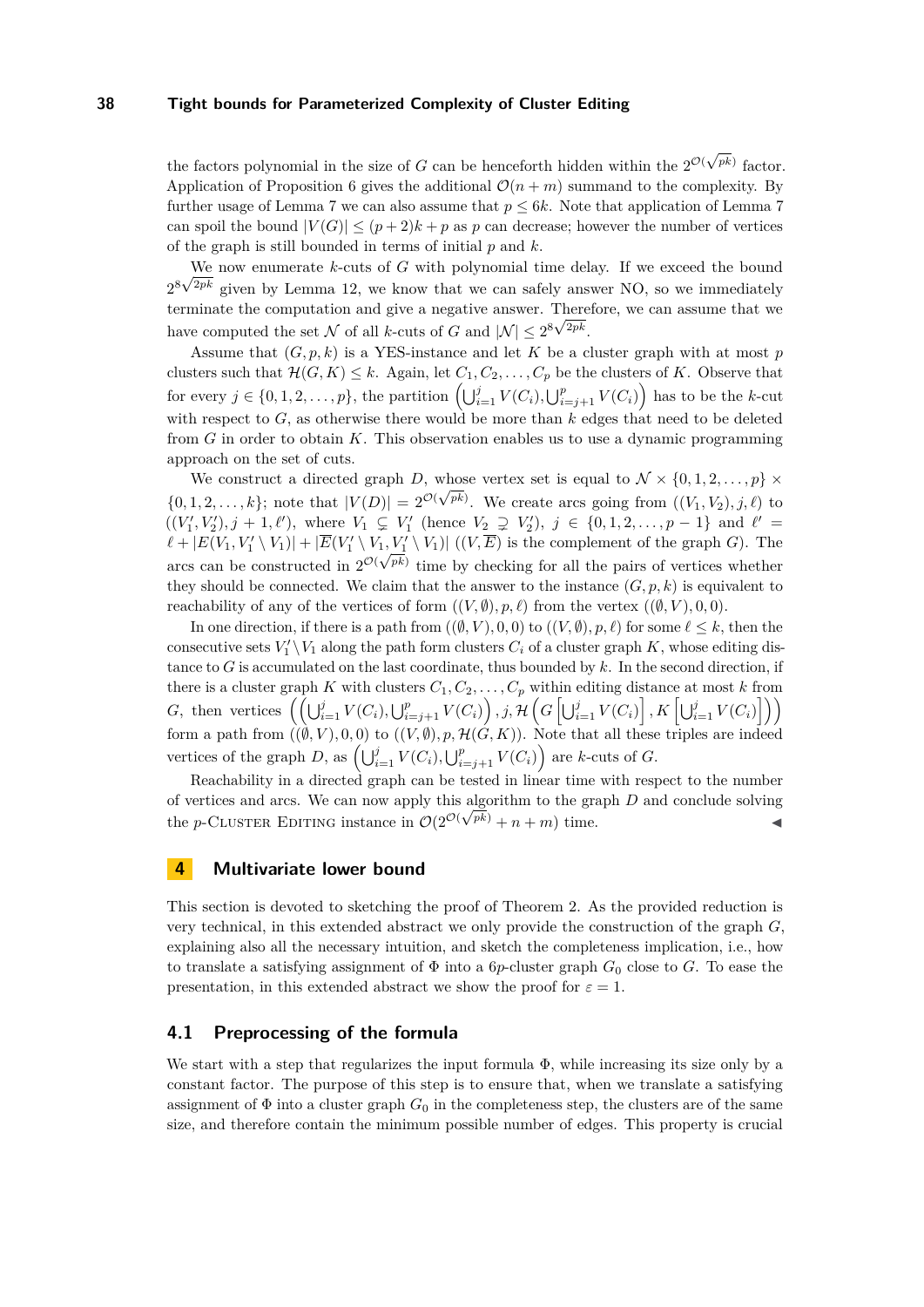the factors polynomial in the size of $G$ can be henceforth hidden within the $2^{\mathcal{O}(\sqrt{pk})}$ factor. Application of Proposition 6 gives the additional $\mathcal{O}(n+m)$ summand to the complexity. By further usage of Lemma 7 we can also assume that $p \le 6k$. Note that application of Lemma 7 can spoil the bound $|V(G)| \le (p+2)k + p$ as $p$ can decrease; however the number of vertices of the graph is still bounded in terms of initial $p$ and $k$.

We now enumerate $k$-cuts of $G$ with polynomial time delay. If we exceed the bound $2^{8\sqrt{2pk}}$ given by Lemma 12, we know that we can safely answer NO, so we immediately terminate the computation and give a negative answer. Therefore, we can assume that we have computed the set $\mathcal{N}$ of all $k$-cuts of $G$ and $|\mathcal{N}| \le 2^{8\sqrt{2pk}}$.

Assume that $(G, p, k)$ is a YES-instance and let $K$ be a cluster graph with at most $p$ clusters such that $\mathcal{H}(G, K) \le k$. Again, let $C_1, C_2, \ldots, C_p$ be the clusters of $K$. Observe that for every $j \in \{0, 1, 2, \ldots, p\}$, the partition $\left(\bigcup_{i=1}^{j} V(C_i), \bigcup_{i=j+1}^{p} V(C_i)\right)$ has to be the $k$-cut with respect to $G$, as otherwise there would be more than $k$ edges that need to be deleted from $G$ in order to obtain $K$. This observation enables us to use a dynamic programming approach on the set of cuts.

We construct a directed graph $D$, whose vertex set is equal to $\mathcal{N} \times \{0, 1, 2, \ldots, p\} \times \{0, 1, 2, \ldots, k\}$; note that $|V(D)| = 2^{\mathcal{O}(\sqrt{pk})}$. We create arcs going from $((V_1, V_2), j, \ell)$ to $((V_1', V_2'), j+1, \ell')$, where $V_1 \subsetneq V_1'$ (hence $V_2 \supsetneq V_2'$), $j \in \{0, 1, 2, \ldots, p-1\}$ and $\ell' = \ell + |E(V_1, V_1' \setminus V_1)| + |\overline{E}(V_1' \setminus V_1, V_1' \setminus V_1)|$ ($(V, \overline{E})$ is the complement of the graph $G$). The arcs can be constructed in $2^{\mathcal{O}(\sqrt{pk})}$ time by checking for all the pairs of vertices whether they should be connected. We claim that the answer to the instance $(G, p, k)$ is equivalent to reachability of any of the vertices of form $((V, \emptyset), p, \ell)$ from the vertex $((\emptyset, V), 0, 0)$.

In one direction, if there is a path from $((\emptyset, V), 0, 0)$ to $((V, \emptyset), p, \ell)$ for some $\ell \le k$, then the consecutive sets $V_1' \setminus V_1$ along the path form clusters $C_i$ of a cluster graph $K$, whose editing distance to $G$ is accumulated on the last coordinate, thus bounded by $k$. In the second direction, if there is a cluster graph $K$ with clusters $C_1, C_2, \ldots, C_p$ within editing distance at most $k$ from $G$, then vertices $\left(\left(\bigcup_{i=1}^{j} V(C_i), \bigcup_{i=j+1}^{p} V(C_i)\right), j, \mathcal{H}\left(G\left[\bigcup_{i=1}^{j} V(C_i)\right], K\left[\bigcup_{i=1}^{j} V(C_i)\right]\right)\right)$ form a path from $((\emptyset, V), 0, 0)$ to $((V, \emptyset), p, \mathcal{H}(G, K))$. Note that all these triples are indeed vertices of the graph $D$, as $\left(\bigcup_{i=1}^{j} V(C_i), \bigcup_{i=j+1}^{p} V(C_i)\right)$ are $k$-cuts of $G$.

Reachability in a directed graph can be tested in linear time with respect to the number of vertices and arcs. We can now apply this algorithm to the graph $D$ and conclude solving the $p$-Cluster Editing instance in $\mathcal{O}(2^{\mathcal{O}(\sqrt{pk})} + n + m)$ time. ◀

## 4 Multivariate lower bound

This section is devoted to sketching the proof of Theorem 2. As the provided reduction is very technical, in this extended abstract we only provide the construction of the graph $G$, explaining also all the necessary intuition, and sketch the completeness implication, i.e., how to translate a satisfying assignment of $\Phi$ into a $6p$-cluster graph $G_0$ close to $G$. To ease the presentation, in this extended abstract we show the proof for $\varepsilon = 1$.

### 4.1 Preprocessing of the formula

We start with a step that regularizes the input formula $\Phi$, while increasing its size only by a constant factor. The purpose of this step is to ensure that, when we translate a satisfying assignment of $\Phi$ into a cluster graph $G_0$ in the completeness step, the clusters are of the same size, and therefore contain the minimum possible number of edges. This property is crucial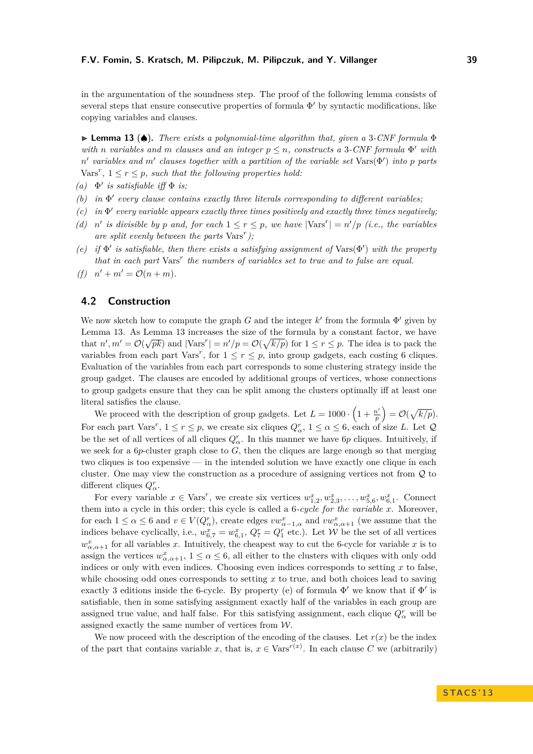in the argumentation of the soundness step. The proof of the following lemma consists of several steps that ensure consecutive properties of formula $\Phi'$ by syntactic modifications, like copying variables and clauses.

▶ **Lemma 13** (♠). *There exists a polynomial-time algorithm that, given a 3-CNF formula $\Phi$ with $n$ variables and $m$ clauses and an integer $p \leq n$, constructs a 3-CNF formula $\Phi'$ with $n'$ variables and $m'$ clauses together with a partition of the variable set $\mathrm{Vars}(\Phi')$ into $p$ parts $\mathrm{Vars}^r$, $1 \leq r \leq p$, such that the following properties hold:*

*(a)* *$\Phi'$ is satisfiable iff $\Phi$ is;*

*(b)* *in $\Phi'$ every clause contains exactly three literals corresponding to different variables;*

*(c)* *in $\Phi'$ every variable appears exactly three times positively and exactly three times negatively;*

*(d)* *$n'$ is divisible by $p$ and, for each $1 \leq r \leq p$, we have $|\mathrm{Vars}^r| = n'/p$ (i.e., the variables are split evenly between the parts $\mathrm{Vars}^r$);*

*(e)* *if $\Phi'$ is satisfiable, then there exists a satisfying assignment of $\mathrm{Vars}(\Phi')$ with the property that in each part $\mathrm{Vars}^r$ the numbers of variables set to true and to false are equal.*

*(f)* *$n' + m' = \mathcal{O}(n + m)$.*

## 4.2 Construction

We now sketch how to compute the graph $G$ and the integer $k'$ from the formula $\Phi'$ given by Lemma 13. As Lemma 13 increases the size of the formula by a constant factor, we have that $n', m' = \mathcal{O}(\sqrt{pk})$ and $|\mathrm{Vars}^r| = n'/p = \mathcal{O}(\sqrt{k/p})$ for $1 \leq r \leq p$. The idea is to pack the variables from each part $\mathrm{Vars}^r$, for $1 \leq r \leq p$, into group gadgets, each costing 6 cliques. Evaluation of the variables from each part corresponds to some clustering strategy inside the group gadget. The clauses are encoded by additional groups of vertices, whose connections to group gadgets ensure that they can be split among the clusters optimally iff at least one literal satisfies the clause.

We proceed with the description of group gadgets. Let $L = 1000 \cdot \left(1 + \frac{n'}{p}\right) = \mathcal{O}(\sqrt{k/p})$. For each part $\mathrm{Vars}^r$, $1 \leq r \leq p$, we create six cliques $Q^r_\alpha$, $1 \leq \alpha \leq 6$, each of size $L$. Let $\mathcal{Q}$ be the set of all vertices of all cliques $Q^r_\alpha$. In this manner we have $6p$ cliques. Intuitively, if we seek for a $6p$-cluster graph close to $G$, then the cliques are large enough so that merging two cliques is too expensive — in the intended solution we have exactly one clique in each cluster. One may view the construction as a procedure of assigning vertices not from $\mathcal{Q}$ to different cliques $Q^r_\alpha$.

For every variable $x \in \mathrm{Vars}^r$, we create six vertices $w^x_{1,2}, w^x_{2,3}, \ldots, w^x_{5,6}, w^x_{6,1}$. Connect them into a cycle in this order; this cycle is called a *6-cycle for the variable $x$*. Moreover, for each $1 \leq \alpha \leq 6$ and $v \in V(Q^r_\alpha)$, create edges $vw^x_{\alpha-1,\alpha}$ and $vw^x_{\alpha,\alpha+1}$ (we assume that the indices behave cyclically, i.e., $w^x_{6,7} = w^x_{6,1}$, $Q^r_7 = Q^r_1$ etc.). Let $\mathcal{W}$ be the set of all vertices $w^x_{\alpha,\alpha+1}$ for all variables $x$. Intuitively, the cheapest way to cut the 6-cycle for variable $x$ is to assign the vertices $w^x_{\alpha,\alpha+1}$, $1 \leq \alpha \leq 6$, all either to the clusters with cliques with only odd indices or only with even indices. Choosing even indices corresponds to setting $x$ to false, while choosing odd ones corresponds to setting $x$ to true, and both choices lead to saving exactly 3 editions inside the 6-cycle. By property (e) of formula $\Phi'$ we know that if $\Phi'$ is satisfiable, then in some satisfying assignment exactly half of the variables in each group are assigned true value, and half false. For this satisfying assignment, each clique $Q^r_\alpha$ will be assigned exactly the same number of vertices from $\mathcal{W}$.

We now proceed with the description of the encoding of the clauses. Let $r(x)$ be the index of the part that contains variable $x$, that is, $x \in \mathrm{Vars}^{r(x)}$. In each clause $C$ we (arbitrarily)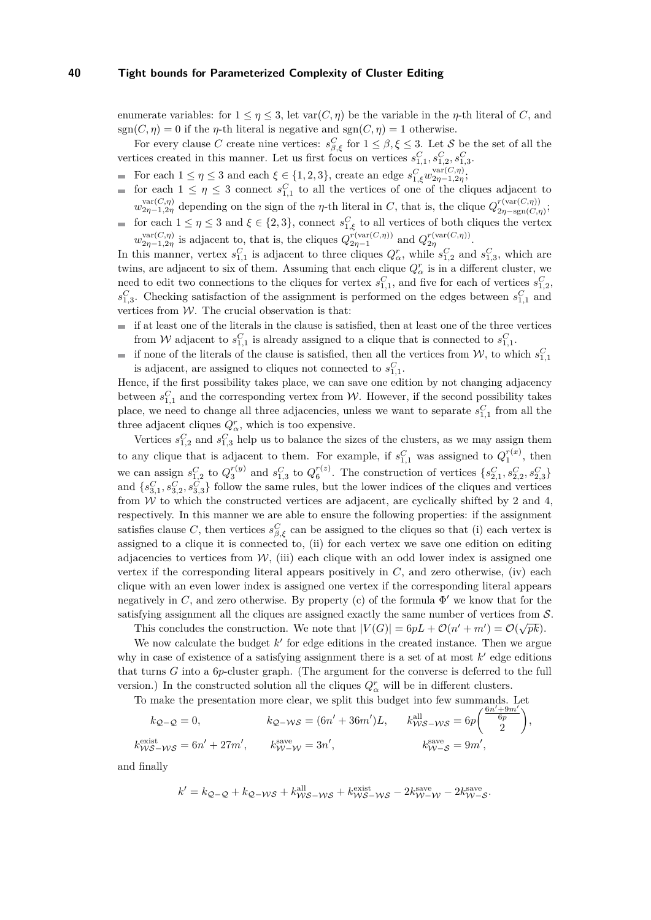enumerate variables: for $1 \le \eta \le 3$, let $\mathrm{var}(C, \eta)$ be the variable in the $\eta$-th literal of $C$, and $\mathrm{sgn}(C, \eta) = 0$ if the $\eta$-th literal is negative and $\mathrm{sgn}(C, \eta) = 1$ otherwise.

For every clause $C$ create nine vertices: $s^C_{\beta,\xi}$ for $1 \le \beta, \xi \le 3$. Let $\mathcal{S}$ be the set of all the vertices created in this manner. Let us first focus on vertices $s^C_{1,1}, s^C_{1,2}, s^C_{1,3}$.

- For each $1 \le \eta \le 3$ and each $\xi \in \{1, 2, 3\}$, create an edge $s^C_{1,\xi} w^{\mathrm{var}(C,\eta)}_{2\eta-1,2\eta}$;
- for each $1 \le \eta \le 3$ connect $s^C_{1,1}$ to all the vertices of one of the cliques adjacent to $w^{\mathrm{var}(C,\eta)}_{2\eta-1,2\eta}$ depending on the sign of the $\eta$-th literal in $C$, that is, the clique $Q^{r(\mathrm{var}(C,\eta))}_{2\eta-\mathrm{sgn}(C,\eta)}$;
- for each $1 \le \eta \le 3$ and $\xi \in \{2, 3\}$, connect $s^C_{1,\xi}$ to all vertices of both cliques the vertex $w^{\mathrm{var}(C,\eta)}_{2\eta-1,2\eta}$ is adjacent to, that is, the cliques $Q^{r(\mathrm{var}(C,\eta))}_{2\eta-1}$ and $Q^{r(\mathrm{var}(C,\eta))}_{2\eta}$.

In this manner, vertex $s^C_{1,1}$ is adjacent to three cliques $Q^r_\alpha$, while $s^C_{1,2}$ and $s^C_{1,3}$, which are twins, are adjacent to six of them. Assuming that each clique $Q^r_\alpha$ is in a different cluster, we need to edit two connections to the cliques for vertex $s^C_{1,1}$, and five for each of vertices $s^C_{1,2}$, $s^C_{1,3}$. Checking satisfaction of the assignment is performed on the edges between $s^C_{1,1}$ and vertices from $\mathcal{W}$. The crucial observation is that:

- if at least one of the literals in the clause is satisfied, then at least one of the three vertices from $\mathcal{W}$ adjacent to $s^C_{1,1}$ is already assigned to a clique that is connected to $s^C_{1,1}$.
- if none of the literals of the clause is satisfied, then all the vertices from $\mathcal{W}$, to which $s^C_{1,1}$ is adjacent, are assigned to cliques not connected to $s^C_{1,1}$.

Hence, if the first possibility takes place, we can save one edition by not changing adjacency between $s^C_{1,1}$ and the corresponding vertex from $\mathcal{W}$. However, if the second possibility takes place, we need to change all three adjacencies, unless we want to separate $s^C_{1,1}$ from all the three adjacent cliques $Q^r_\alpha$, which is too expensive.

Vertices $s^C_{1,2}$ and $s^C_{1,3}$ help us to balance the sizes of the clusters, as we may assign them to any clique that is adjacent to them. For example, if $s^C_{1,1}$ was assigned to $Q^{r(x)}_1$, then we can assign $s^C_{1,2}$ to $Q^{r(y)}_3$ and $s^C_{1,3}$ to $Q^{r(z)}_6$. The construction of vertices $\{s^C_{2,1}, s^C_{2,2}, s^C_{2,3}\}$ and $\{s^C_{3,1}, s^C_{3,2}, s^C_{3,3}\}$ follow the same rules, but the lower indices of the cliques and vertices from $\mathcal{W}$ to which the constructed vertices are adjacent, are cyclically shifted by 2 and 4, respectively. In this manner we are able to ensure the following properties: if the assignment satisfies clause $C$, then vertices $s^C_{\beta,\xi}$ can be assigned to the cliques so that (i) each vertex is assigned to a clique it is connected to, (ii) for each vertex we save one edition on editing adjacencies to vertices from $\mathcal{W}$, (iii) each clique with an odd lower index is assigned one vertex if the corresponding literal appears positively in $C$, and zero otherwise, (iv) each clique with an even lower index is assigned one vertex if the corresponding literal appears negatively in $C$, and zero otherwise. By property (c) of the formula $\Phi'$ we know that for the satisfying assignment all the cliques are assigned exactly the same number of vertices from $\mathcal{S}$.

This concludes the construction. We note that $|V(G)| = 6pL + \mathcal{O}(n' + m') = \mathcal{O}(\sqrt{pk})$.

We now calculate the budget $k'$ for edge editions in the created instance. Then we argue why in case of existence of a satisfying assignment there is a set of at most $k'$ edge editions that turns $G$ into a $6p$-cluster graph. (The argument for the converse is deferred to the full version.) In the constructed solution all the cliques $Q^r_\alpha$ will be in different clusters.

To make the presentation more clear, we split this budget into few summands. Let

$$k_{\mathcal{Q}-\mathcal{Q}} = 0, \qquad k_{\mathcal{Q}-\mathcal{WS}} = (6n' + 36m')L, \qquad k^{\mathrm{all}}_{\mathcal{WS}-\mathcal{WS}} = 6p\binom{\frac{6n'+9m'}{6p}}{2},$$

$$k^{\mathrm{exist}}_{\mathcal{WS}-\mathcal{WS}} = 6n' + 27m', \qquad k^{\mathrm{save}}_{\mathcal{W}-\mathcal{W}} = 3n', \qquad k^{\mathrm{save}}_{\mathcal{W}-\mathcal{S}} = 9m',$$

and finally

$$k' = k_{\mathcal{Q}-\mathcal{Q}} + k_{\mathcal{Q}-\mathcal{WS}} + k^{\mathrm{all}}_{\mathcal{WS}-\mathcal{WS}} + k^{\mathrm{exist}}_{\mathcal{WS}-\mathcal{WS}} - 2k^{\mathrm{save}}_{\mathcal{W}-\mathcal{W}} - 2k^{\mathrm{save}}_{\mathcal{W}-\mathcal{S}}.$$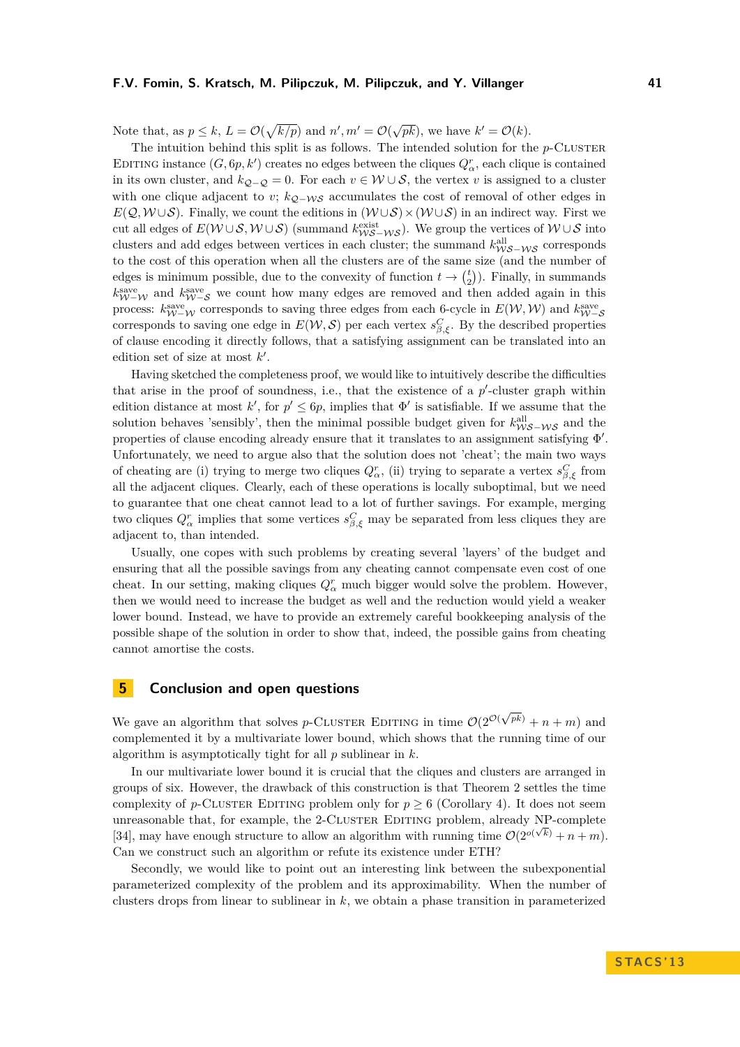Note that, as $p \leq k$, $L = \mathcal{O}(\sqrt{k/p})$ and $n', m' = \mathcal{O}(\sqrt{pk})$, we have $k' = \mathcal{O}(k)$.

The intuition behind this split is as follows. The intended solution for the $p$-Cluster Editing instance $(G, 6p, k')$ creates no edges between the cliques $Q_\alpha^r$, each clique is contained in its own cluster, and $k_{\mathcal{Q}-\mathcal{Q}} = 0$. For each $v \in \mathcal{W} \cup \mathcal{S}$, the vertex $v$ is assigned to a cluster with one clique adjacent to $v$; $k_{\mathcal{Q}-\mathcal{WS}}$ accumulates the cost of removal of other edges in $E(\mathcal{Q}, \mathcal{W} \cup \mathcal{S})$. Finally, we count the editions in $(\mathcal{W} \cup \mathcal{S}) \times (\mathcal{W} \cup \mathcal{S})$ in an indirect way. First we cut all edges of $E(\mathcal{W} \cup \mathcal{S}, \mathcal{W} \cup \mathcal{S})$ (summand $k_{\mathcal{WS}-\mathcal{WS}}^{\mathrm{exist}}$). We group the vertices of $\mathcal{W} \cup \mathcal{S}$ into clusters and add edges between vertices in each cluster; the summand $k_{\mathcal{WS}-\mathcal{WS}}^{\mathrm{all}}$ corresponds to the cost of this operation when all the clusters are of the same size (and the number of edges is minimum possible, due to the convexity of function $t \to \binom{t}{2}$). Finally, in summands $k_{\mathcal{W}-\mathcal{W}}^{\mathrm{save}}$ and $k_{\mathcal{W}-\mathcal{S}}^{\mathrm{save}}$ we count how many edges are removed and then added again in this process: $k_{\mathcal{W}-\mathcal{W}}^{\mathrm{save}}$ corresponds to saving three edges from each 6-cycle in $E(\mathcal{W}, \mathcal{W})$ and $k_{\mathcal{W}-\mathcal{S}}^{\mathrm{save}}$ corresponds to saving one edge in $E(\mathcal{W}, \mathcal{S})$ per each vertex $s_{\beta,\xi}^C$. By the described properties of clause encoding it directly follows, that a satisfying assignment can be translated into an edition set of size at most $k'$.

Having sketched the completeness proof, we would like to intuitively describe the difficulties that arise in the proof of soundness, i.e., that the existence of a $p'$-cluster graph within edition distance at most $k'$, for $p' \leq 6p$, implies that $\Phi'$ is satisfiable. If we assume that the solution behaves 'sensibly', then the minimal possible budget given for $k_{\mathcal{WS}-\mathcal{WS}}^{\mathrm{all}}$ and the properties of clause encoding already ensure that it translates to an assignment satisfying $\Phi'$. Unfortunately, we need to argue also that the solution does not 'cheat'; the main two ways of cheating are (i) trying to merge two cliques $Q_\alpha^r$, (ii) trying to separate a vertex $s_{\beta,\xi}^C$ from all the adjacent cliques. Clearly, each of these operations is locally suboptimal, but we need to guarantee that one cheat cannot lead to a lot of further savings. For example, merging two cliques $Q_\alpha^r$ implies that some vertices $s_{\beta,\xi}^C$ may be separated from less cliques they are adjacent to, than intended.

Usually, one copes with such problems by creating several 'layers' of the budget and ensuring that all the possible savings from any cheating cannot compensate even cost of one cheat. In our setting, making cliques $Q_\alpha^r$ much bigger would solve the problem. However, then we would need to increase the budget as well and the reduction would yield a weaker lower bound. Instead, we have to provide an extremely careful bookkeeping analysis of the possible shape of the solution in order to show that, indeed, the possible gains from cheating cannot amortise the costs.

## 5 Conclusion and open questions

We gave an algorithm that solves $p$-Cluster Editing in time $\mathcal{O}(2^{\mathcal{O}(\sqrt{pk})} + n + m)$ and complemented it by a multivariate lower bound, which shows that the running time of our algorithm is asymptotically tight for all $p$ sublinear in $k$.

In our multivariate lower bound it is crucial that the cliques and clusters are arranged in groups of six. However, the drawback of this construction is that Theorem 2 settles the time complexity of $p$-Cluster Editing problem only for $p \geq 6$ (Corollary 4). It does not seem unreasonable that, for example, the 2-Cluster Editing problem, already NP-complete [34], may have enough structure to allow an algorithm with running time $\mathcal{O}(2^{o(\sqrt{k})} + n + m)$. Can we construct such an algorithm or refute its existence under ETH?

Secondly, we would like to point out an interesting link between the subexponential parameterized complexity of the problem and its approximability. When the number of clusters drops from linear to sublinear in $k$, we obtain a phase transition in parameterized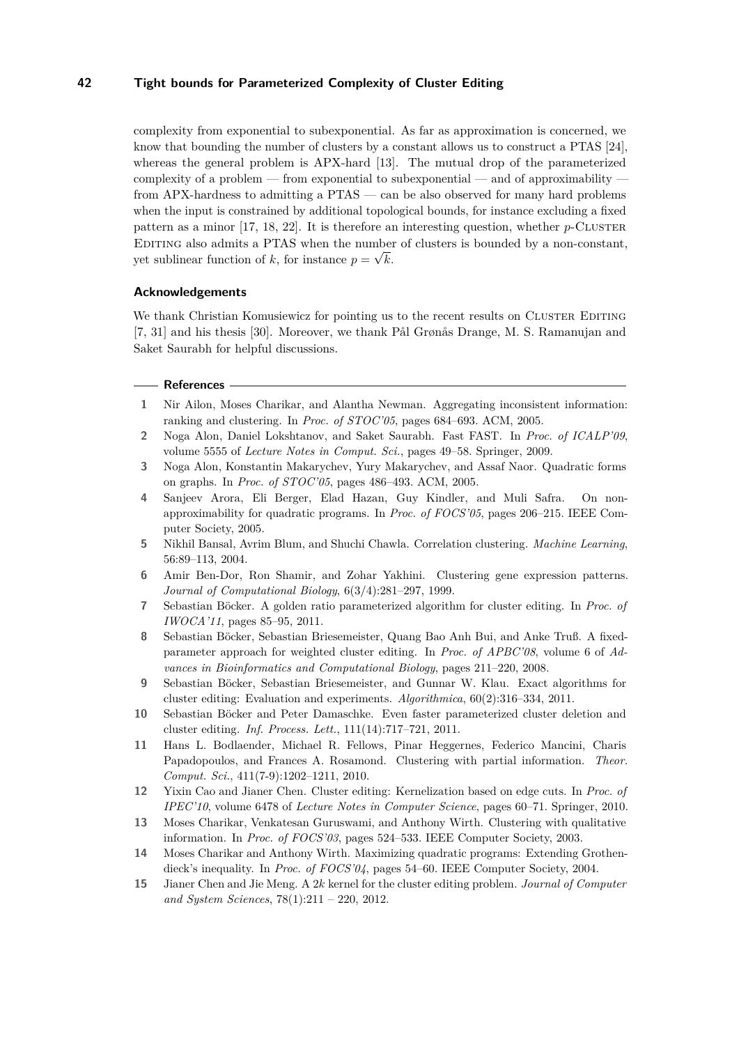complexity from exponential to subexponential. As far as approximation is concerned, we know that bounding the number of clusters by a constant allows us to construct a PTAS [24], whereas the general problem is APX-hard [13]. The mutual drop of the parameterized complexity of a problem — from exponential to subexponential — and of approximability — from APX-hardness to admitting a PTAS — can be also observed for many hard problems when the input is constrained by additional topological bounds, for instance excluding a fixed pattern as a minor [17, 18, 22]. It is therefore an interesting question, whether $p$-Cluster Editing also admits a PTAS when the number of clusters is bounded by a non-constant, yet sublinear function of $k$, for instance $p = \sqrt{k}$.

### Acknowledgements

We thank Christian Komusiewicz for pointing us to the recent results on Cluster Editing [7, 31] and his thesis [30]. Moreover, we thank Pål Grønås Drange, M. S. Ramanujan and Saket Saurabh for helpful discussions.

### References

1. Nir Ailon, Moses Charikar, and Alantha Newman. Aggregating inconsistent information: ranking and clustering. In *Proc. of STOC'05*, pages 684–693. ACM, 2005.
2. Noga Alon, Daniel Lokshtanov, and Saket Saurabh. Fast FAST. In *Proc. of ICALP'09*, volume 5555 of *Lecture Notes in Comput. Sci.*, pages 49–58. Springer, 2009.
3. Noga Alon, Konstantin Makarychev, Yury Makarychev, and Assaf Naor. Quadratic forms on graphs. In *Proc. of STOC'05*, pages 486–493. ACM, 2005.
4. Sanjeev Arora, Eli Berger, Elad Hazan, Guy Kindler, and Muli Safra. On non-approximability for quadratic programs. In *Proc. of FOCS'05*, pages 206–215. IEEE Computer Society, 2005.
5. Nikhil Bansal, Avrim Blum, and Shuchi Chawla. Correlation clustering. *Machine Learning*, 56:89–113, 2004.
6. Amir Ben-Dor, Ron Shamir, and Zohar Yakhini. Clustering gene expression patterns. *Journal of Computational Biology*, 6(3/4):281–297, 1999.
7. Sebastian Böcker. A golden ratio parameterized algorithm for cluster editing. In *Proc. of IWOCA'11*, pages 85–95, 2011.
8. Sebastian Böcker, Sebastian Briesemeister, Quang Bao Anh Bui, and Anke Truß. A fixed-parameter approach for weighted cluster editing. In *Proc. of APBC'08*, volume 6 of *Advances in Bioinformatics and Computational Biology*, pages 211–220, 2008.
9. Sebastian Böcker, Sebastian Briesemeister, and Gunnar W. Klau. Exact algorithms for cluster editing: Evaluation and experiments. *Algorithmica*, 60(2):316–334, 2011.
10. Sebastian Böcker and Peter Damaschke. Even faster parameterized cluster deletion and cluster editing. *Inf. Process. Lett.*, 111(14):717–721, 2011.
11. Hans L. Bodlaender, Michael R. Fellows, Pinar Heggernes, Federico Mancini, Charis Papadopoulos, and Frances A. Rosamond. Clustering with partial information. *Theor. Comput. Sci.*, 411(7-9):1202–1211, 2010.
12. Yixin Cao and Jianer Chen. Cluster editing: Kernelization based on edge cuts. In *Proc. of IPEC'10*, volume 6478 of *Lecture Notes in Computer Science*, pages 60–71. Springer, 2010.
13. Moses Charikar, Venkatesan Guruswami, and Anthony Wirth. Clustering with qualitative information. In *Proc. of FOCS'03*, pages 524–533. IEEE Computer Society, 2003.
14. Moses Charikar and Anthony Wirth. Maximizing quadratic programs: Extending Grothendieck's inequality. In *Proc. of FOCS'04*, pages 54–60. IEEE Computer Society, 2004.
15. Jianer Chen and Jie Meng. A $2k$ kernel for the cluster editing problem. *Journal of Computer and System Sciences*, 78(1):211 – 220, 2012.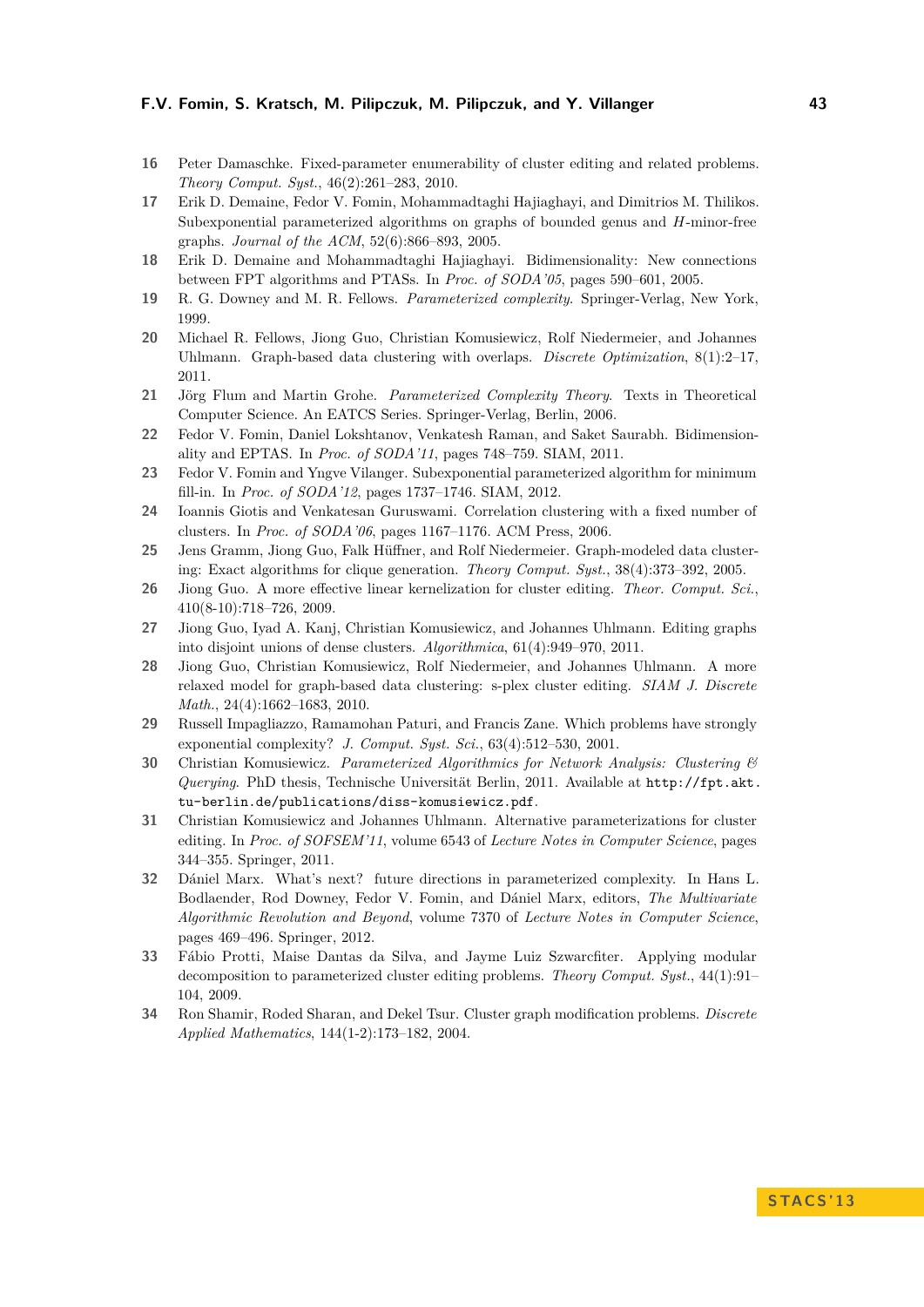16 Peter Damaschke. Fixed-parameter enumerability of cluster editing and related problems. *Theory Comput. Syst.*, 46(2):261–283, 2010.

17 Erik D. Demaine, Fedor V. Fomin, Mohammadtaghi Hajiaghayi, and Dimitrios M. Thilikos. Subexponential parameterized algorithms on graphs of bounded genus and $H$-minor-free graphs. *Journal of the ACM*, 52(6):866–893, 2005.

18 Erik D. Demaine and Mohammadtaghi Hajiaghayi. Bidimensionality: New connections between FPT algorithms and PTASs. In *Proc. of SODA'05*, pages 590–601, 2005.

19 R. G. Downey and M. R. Fellows. *Parameterized complexity*. Springer-Verlag, New York, 1999.

20 Michael R. Fellows, Jiong Guo, Christian Komusiewicz, Rolf Niedermeier, and Johannes Uhlmann. Graph-based data clustering with overlaps. *Discrete Optimization*, 8(1):2–17, 2011.

21 Jörg Flum and Martin Grohe. *Parameterized Complexity Theory*. Texts in Theoretical Computer Science. An EATCS Series. Springer-Verlag, Berlin, 2006.

22 Fedor V. Fomin, Daniel Lokshtanov, Venkatesh Raman, and Saket Saurabh. Bidimensionality and EPTAS. In *Proc. of SODA'11*, pages 748–759. SIAM, 2011.

23 Fedor V. Fomin and Yngve Vilanger. Subexponential parameterized algorithm for minimum fill-in. In *Proc. of SODA'12*, pages 1737–1746. SIAM, 2012.

24 Ioannis Giotis and Venkatesan Guruswami. Correlation clustering with a fixed number of clusters. In *Proc. of SODA'06*, pages 1167–1176. ACM Press, 2006.

25 Jens Gramm, Jiong Guo, Falk Hüffner, and Rolf Niedermeier. Graph-modeled data clustering: Exact algorithms for clique generation. *Theory Comput. Syst.*, 38(4):373–392, 2005.

26 Jiong Guo. A more effective linear kernelization for cluster editing. *Theor. Comput. Sci.*, 410(8-10):718–726, 2009.

27 Jiong Guo, Iyad A. Kanj, Christian Komusiewicz, and Johannes Uhlmann. Editing graphs into disjoint unions of dense clusters. *Algorithmica*, 61(4):949–970, 2011.

28 Jiong Guo, Christian Komusiewicz, Rolf Niedermeier, and Johannes Uhlmann. A more relaxed model for graph-based data clustering: s-plex cluster editing. *SIAM J. Discrete Math.*, 24(4):1662–1683, 2010.

29 Russell Impagliazzo, Ramamohan Paturi, and Francis Zane. Which problems have strongly exponential complexity? *J. Comput. Syst. Sci.*, 63(4):512–530, 2001.

30 Christian Komusiewicz. *Parameterized Algorithmics for Network Analysis: Clustering & Querying*. PhD thesis, Technische Universität Berlin, 2011. Available at `http://fpt.akt.tu-berlin.de/publications/diss-komusiewicz.pdf`.

31 Christian Komusiewicz and Johannes Uhlmann. Alternative parameterizations for cluster editing. In *Proc. of SOFSEM'11*, volume 6543 of *Lecture Notes in Computer Science*, pages 344–355. Springer, 2011.

32 Dániel Marx. What's next? future directions in parameterized complexity. In Hans L. Bodlaender, Rod Downey, Fedor V. Fomin, and Dániel Marx, editors, *The Multivariate Algorithmic Revolution and Beyond*, volume 7370 of *Lecture Notes in Computer Science*, pages 469–496. Springer, 2012.

33 Fábio Protti, Maise Dantas da Silva, and Jayme Luiz Szwarcfiter. Applying modular decomposition to parameterized cluster editing problems. *Theory Comput. Syst.*, 44(1):91–104, 2009.

34 Ron Shamir, Roded Sharan, and Dekel Tsur. Cluster graph modification problems. *Discrete Applied Mathematics*, 144(1-2):173–182, 2004.